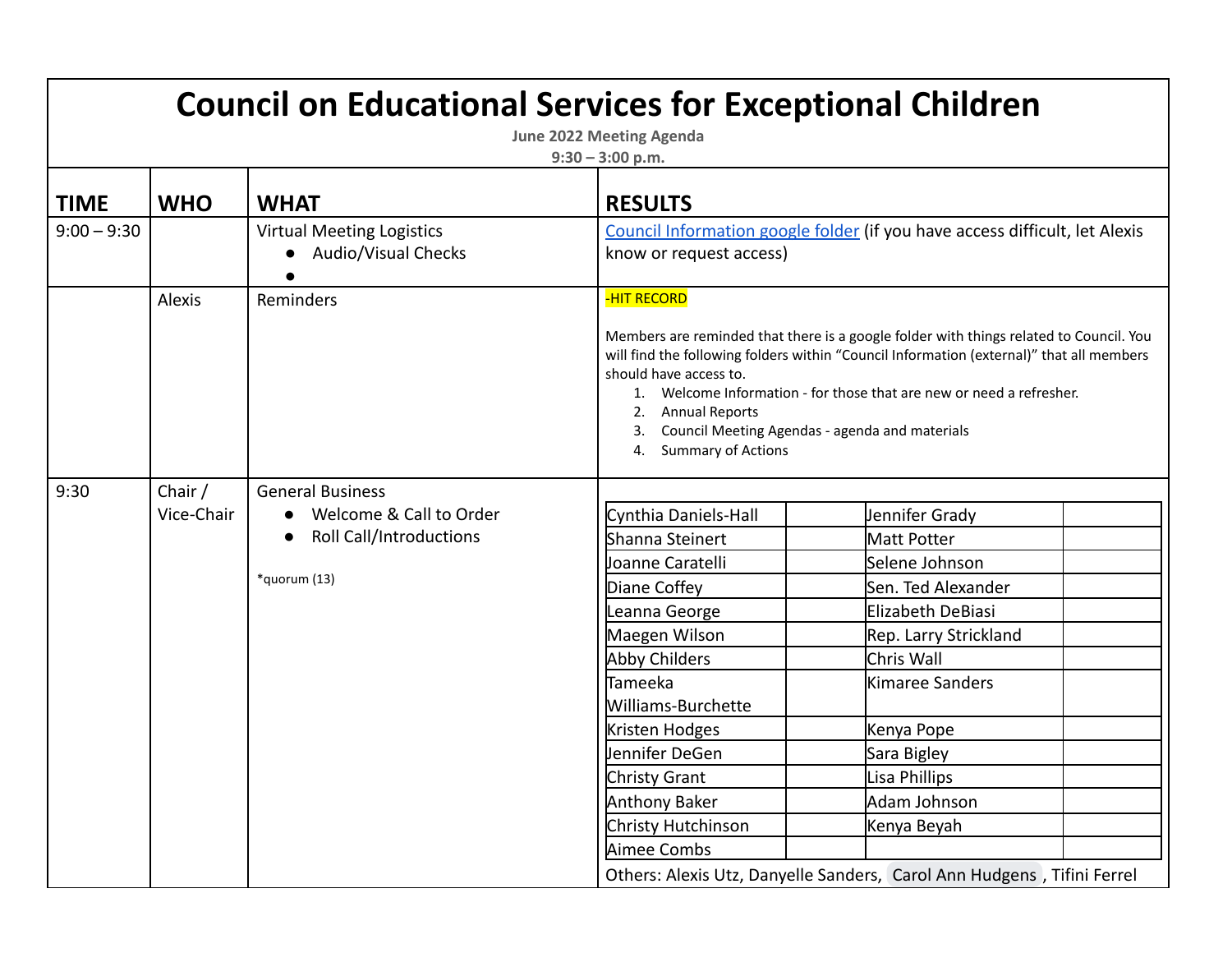# Council on Educational Services for Exceptional Children

**June 2022 Meeting Agenda**
**9:30 – 3:00 p.m.**

| TIME | WHO | WHAT | RESULTS |
|---|---|---|---|
| 9:00 – 9:30 | | Virtual Meeting Logistics<br>● Audio/Visual Checks<br>● | Council Information google folder (if you have access difficult, let Alexis know or request access) |
| | Alexis | Reminders | -HIT RECORD<br><br>Members are reminded that there is a google folder with things related to Council. You will find the following folders within "Council Information (external)" that all members should have access to.<br>1. Welcome Information - for those that are new or need a refresher.<br>2. Annual Reports<br>3. Council Meeting Agendas - agenda and materials<br>4. Summary of Actions |
| 9:30 | Chair / Vice-Chair | General Business<br>● Welcome & Call to Order<br>● Roll Call/Introductions<br><br>*quorum (13) | See roll call table below |

| Member | | Member | |
|---|---|---|---|
| Cynthia Daniels-Hall | | Jennifer Grady | |
| Shanna Steinert | | Matt Potter | |
| Joanne Caratelli | | Selene Johnson | |
| Diane Coffey | | Sen. Ted Alexander | |
| Leanna George | | Elizabeth DeBiasi | |
| Maegen Wilson | | Rep. Larry Strickland | |
| Abby Childers | | Chris Wall | |
| Tameeka Williams-Burchette | | Kimaree Sanders | |
| Kristen Hodges | | Kenya Pope | |
| Jennifer DeGen | | Sara Bigley | |
| Christy Grant | | Lisa Phillips | |
| Anthony Baker | | Adam Johnson | |
| Christy Hutchinson | | Kenya Beyah | |
| Aimee Combs | | | |

Others: Alexis Utz, Danyelle Sanders, Carol Ann Hudgens, Tifini Ferrel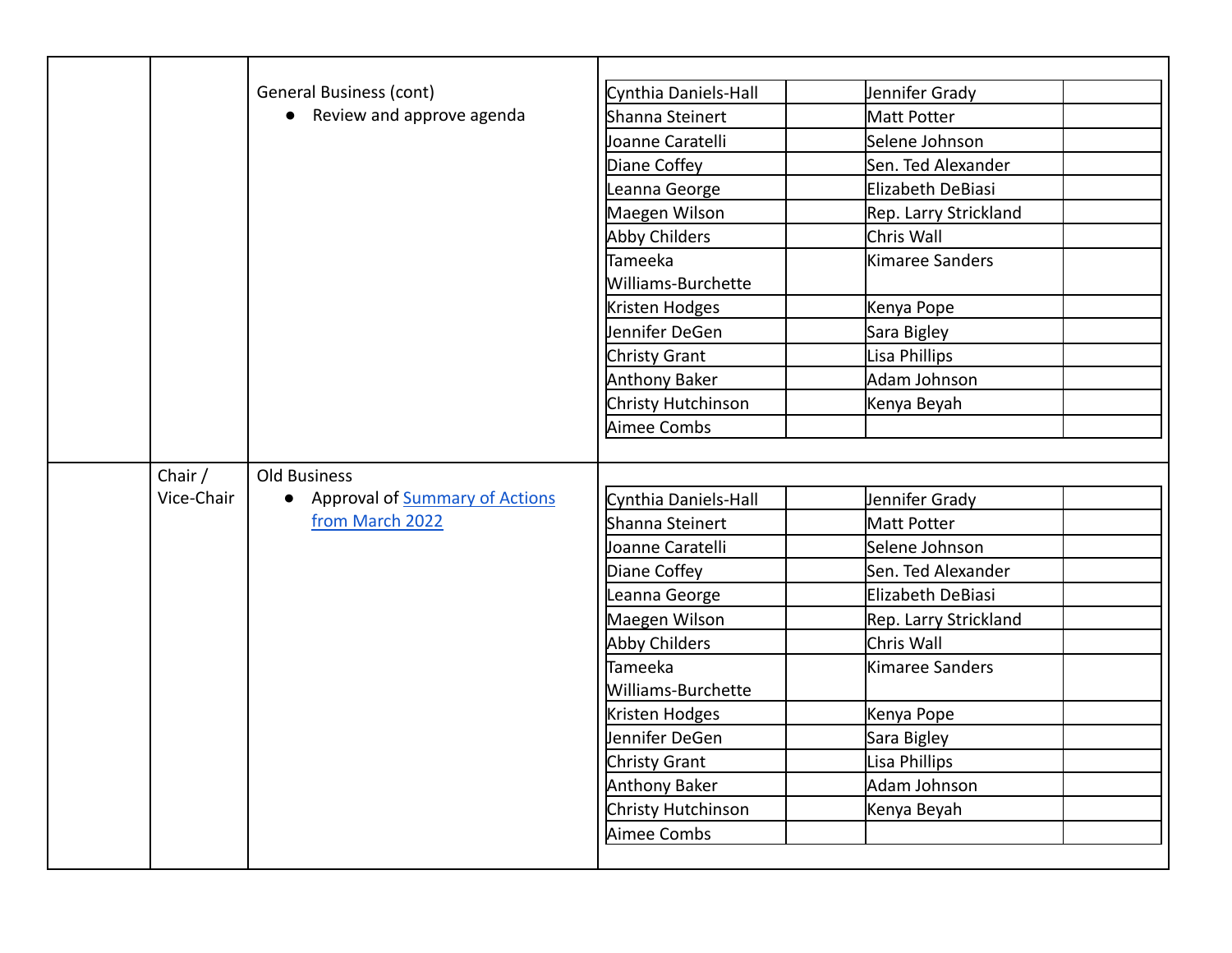| | | | |
|---|---|---|---|
| | | General Business (cont)<br>• Review and approve agenda | Cynthia Daniels-Hall / Jennifer Grady<br>Shanna Steinert / Matt Potter<br>Joanne Caratelli / Selene Johnson<br>Diane Coffey / Sen. Ted Alexander<br>Leanna George / Elizabeth DeBiasi<br>Maegen Wilson / Rep. Larry Strickland<br>Abby Childers / Chris Wall<br>Tameeka Williams-Burchette / Kimaree Sanders<br>Kristen Hodges / Kenya Pope<br>Jennifer DeGen / Sara Bigley<br>Christy Grant / Lisa Phillips<br>Anthony Baker / Adam Johnson<br>Christy Hutchinson / Kenya Beyah<br>Aimee Combs |
| | Chair / Vice-Chair | Old Business<br>• Approval of Summary of Actions from March 2022 | Cynthia Daniels-Hall / Jennifer Grady<br>Shanna Steinert / Matt Potter<br>Joanne Caratelli / Selene Johnson<br>Diane Coffey / Sen. Ted Alexander<br>Leanna George / Elizabeth DeBiasi<br>Maegen Wilson / Rep. Larry Strickland<br>Abby Childers / Chris Wall<br>Tameeka Williams-Burchette / Kimaree Sanders<br>Kristen Hodges / Kenya Pope<br>Jennifer DeGen / Sara Bigley<br>Christy Grant / Lisa Phillips<br>Anthony Baker / Adam Johnson<br>Christy Hutchinson / Kenya Beyah<br>Aimee Combs |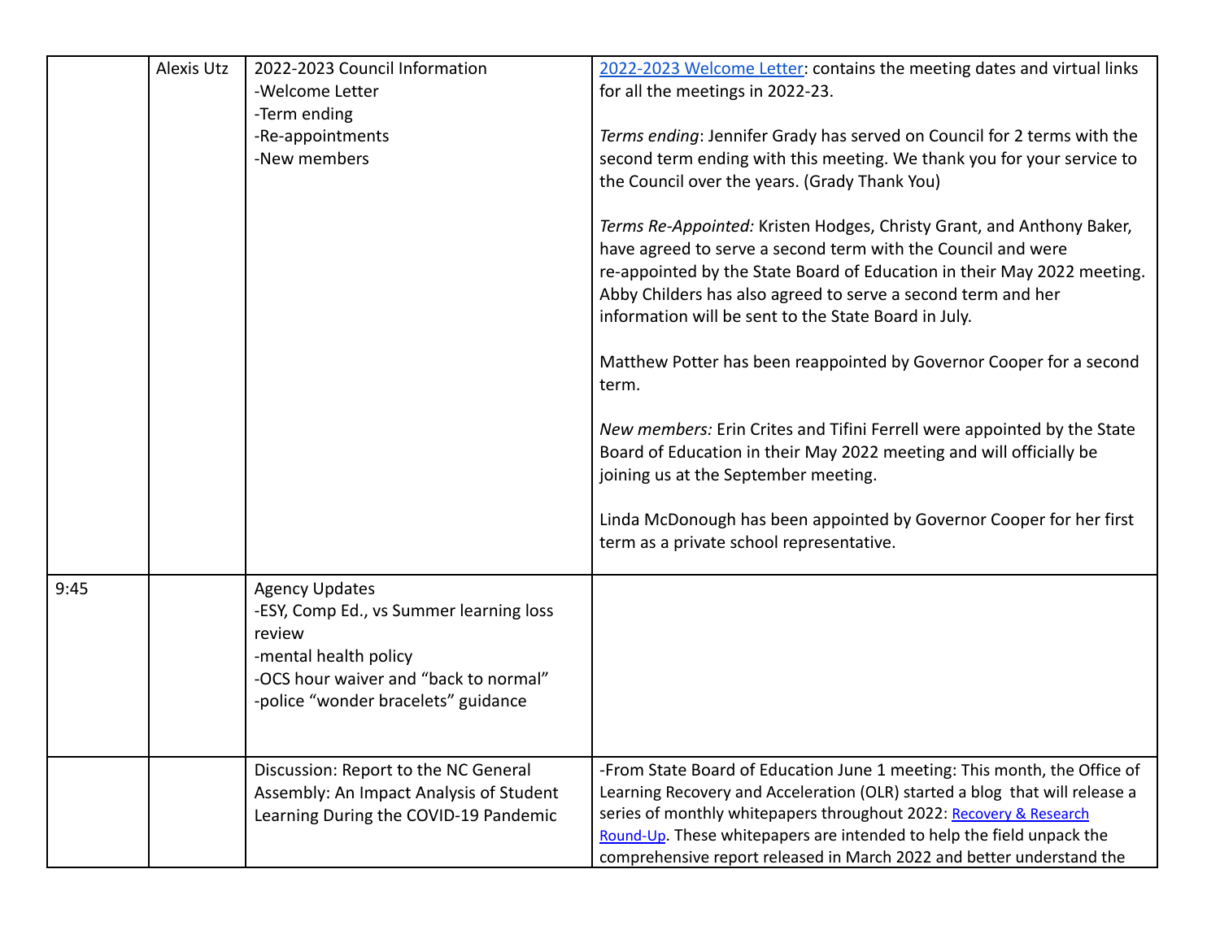| | | | |
|---|---|---|---|
| | Alexis Utz | 2022-2023 Council Information<br>-Welcome Letter<br>-Term ending<br>-Re-appointments<br>-New members | 2022-2023 Welcome Letter: contains the meeting dates and virtual links for all the meetings in 2022-23.<br><br>*Terms ending*: Jennifer Grady has served on Council for 2 terms with the second term ending with this meeting. We thank you for your service to the Council over the years. (Grady Thank You)<br><br>*Terms Re-Appointed:* Kristen Hodges, Christy Grant, and Anthony Baker, have agreed to serve a second term with the Council and were re-appointed by the State Board of Education in their May 2022 meeting. Abby Childers has also agreed to serve a second term and her information will be sent to the State Board in July.<br><br>Matthew Potter has been reappointed by Governor Cooper for a second term.<br><br>*New members:* Erin Crites and Tifini Ferrell were appointed by the State Board of Education in their May 2022 meeting and will officially be joining us at the September meeting.<br><br>Linda McDonough has been appointed by Governor Cooper for her first term as a private school representative. |
| 9:45 | | Agency Updates<br>-ESY, Comp Ed., vs Summer learning loss review<br>-mental health policy<br>-OCS hour waiver and "back to normal"<br>-police "wonder bracelets" guidance | |
| | | Discussion: Report to the NC General Assembly: An Impact Analysis of Student Learning During the COVID-19 Pandemic | -From State Board of Education June 1 meeting: This month, the Office of Learning Recovery and Acceleration (OLR) started a blog that will release a series of monthly whitepapers throughout 2022: Recovery & Research Round-Up. These whitepapers are intended to help the field unpack the comprehensive report released in March 2022 and better understand the |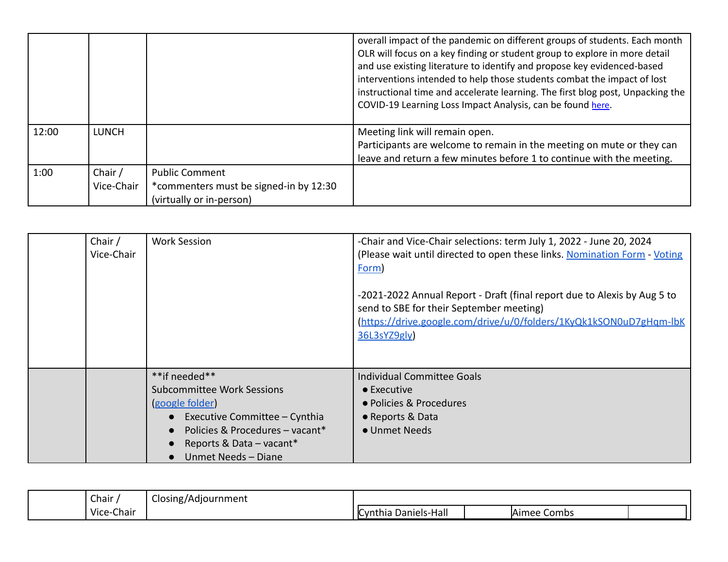| | | | |
|---|---|---|---|
| | | | overall impact of the pandemic on different groups of students. Each month OLR will focus on a key finding or student group to explore in more detail and use existing literature to identify and propose key evidenced-based interventions intended to help those students combat the impact of lost instructional time and accelerate learning. The first blog post, Unpacking the COVID-19 Learning Loss Impact Analysis, can be found here. |
| 12:00 | LUNCH | | Meeting link will remain open.<br>Participants are welcome to remain in the meeting on mute or they can leave and return a few minutes before 1 to continue with the meeting. |
| 1:00 | Chair / Vice-Chair | Public Comment<br>*commenters must be signed-in by 12:30 (virtually or in-person) | |

| | | | |
|---|---|---|---|
| | Chair / Vice-Chair | Work Session | -Chair and Vice-Chair selections: term July 1, 2022 - June 20, 2024 (Please wait until directed to open these links. Nomination Form - Voting Form)<br><br>-2021-2022 Annual Report - Draft (final report due to Alexis by Aug 5 to send to SBE for their September meeting) (https://drive.google.com/drive/u/0/folders/1KyQk1kSON0uD7gHqm-lbK36L3sYZ9gly) |
| | | **if needed**<br>Subcommittee Work Sessions (google folder)<br>● Executive Committee – Cynthia<br>● Policies & Procedures – vacant*<br>● Reports & Data – vacant*<br>● Unmet Needs – Diane | Individual Committee Goals<br>● Executive<br>● Policies & Procedures<br>● Reports & Data<br>● Unmet Needs |

| | | | |
|---|---|---|---|
| | Chair / Vice-Chair | Closing/Adjournment | Cynthia Daniels-Hall \| \| Aimee Combs \| |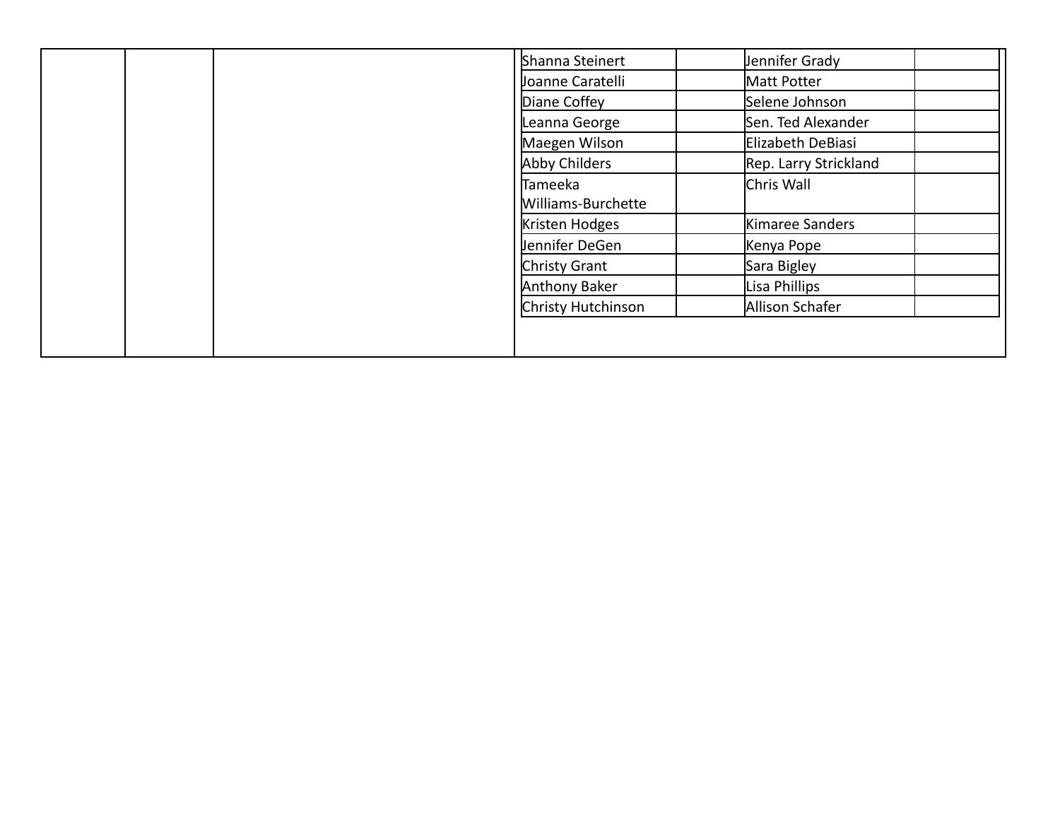| | | | |
|---|---|---|---|
| Shanna Steinert | | Jennifer Grady | |
| Joanne Caratelli | | Matt Potter | |
| Diane Coffey | | Selene Johnson | |
| Leanna George | | Sen. Ted Alexander | |
| Maegen Wilson | | Elizabeth DeBiasi | |
| Abby Childers | | Rep. Larry Strickland | |
| Tameeka Williams-Burchette | | Chris Wall | |
| Kristen Hodges | | Kimaree Sanders | |
| Jennifer DeGen | | Kenya Pope | |
| Christy Grant | | Sara Bigley | |
| Anthony Baker | | Lisa Phillips | |
| Christy Hutchinson | | Allison Schafer | |